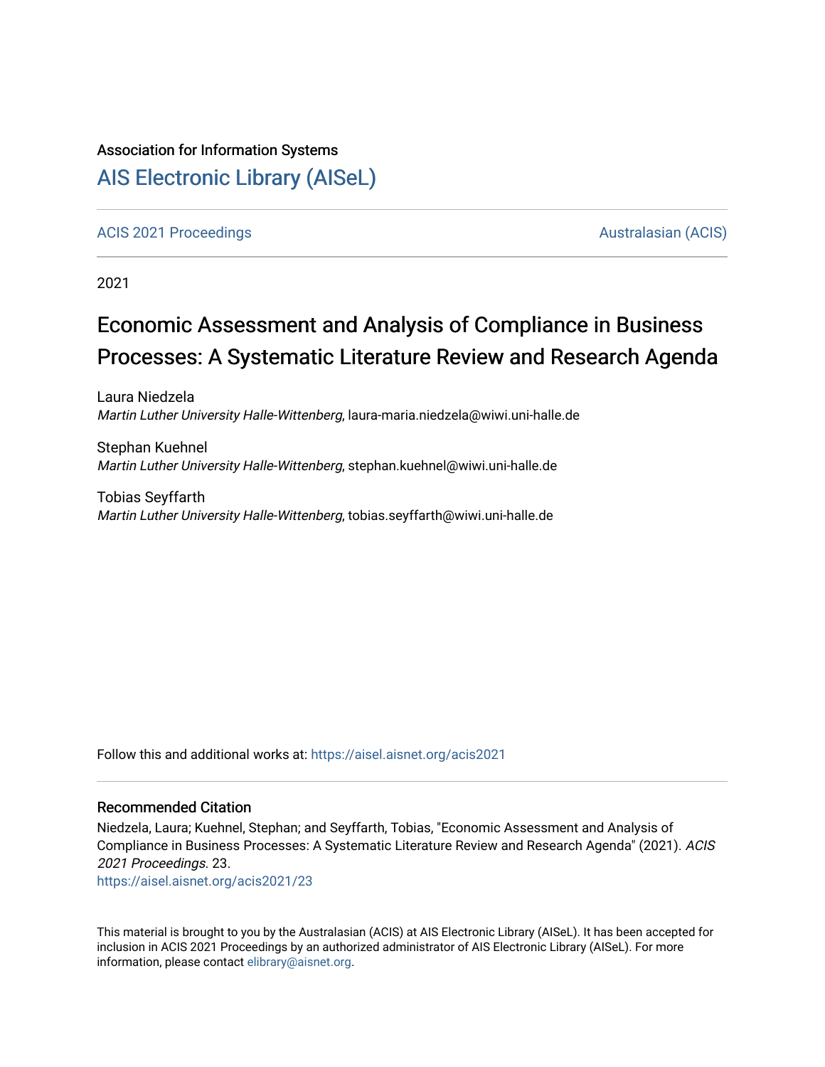Association for Information Systems

# AIS Electronic Library (AISeL)

ACIS 2021 Proceedings

Australasian (ACIS)

2021

## Economic Assessment and Analysis of Compliance in Business Processes: A Systematic Literature Review and Research Agenda

Laura Niedzela
*Martin Luther University Halle-Wittenberg*, laura-maria.niedzela@wiwi.uni-halle.de

Stephan Kuehnel
*Martin Luther University Halle-Wittenberg*, stephan.kuehnel@wiwi.uni-halle.de

Tobias Seyffarth
*Martin Luther University Halle-Wittenberg*, tobias.seyffarth@wiwi.uni-halle.de

Follow this and additional works at: https://aisel.aisnet.org/acis2021

### Recommended Citation

Niedzela, Laura; Kuehnel, Stephan; and Seyffarth, Tobias, "Economic Assessment and Analysis of Compliance in Business Processes: A Systematic Literature Review and Research Agenda" (2021). *ACIS 2021 Proceedings*. 23.
https://aisel.aisnet.org/acis2021/23

This material is brought to you by the Australasian (ACIS) at AIS Electronic Library (AISeL). It has been accepted for inclusion in ACIS 2021 Proceedings by an authorized administrator of AIS Electronic Library (AISeL). For more information, please contact elibrary@aisnet.org.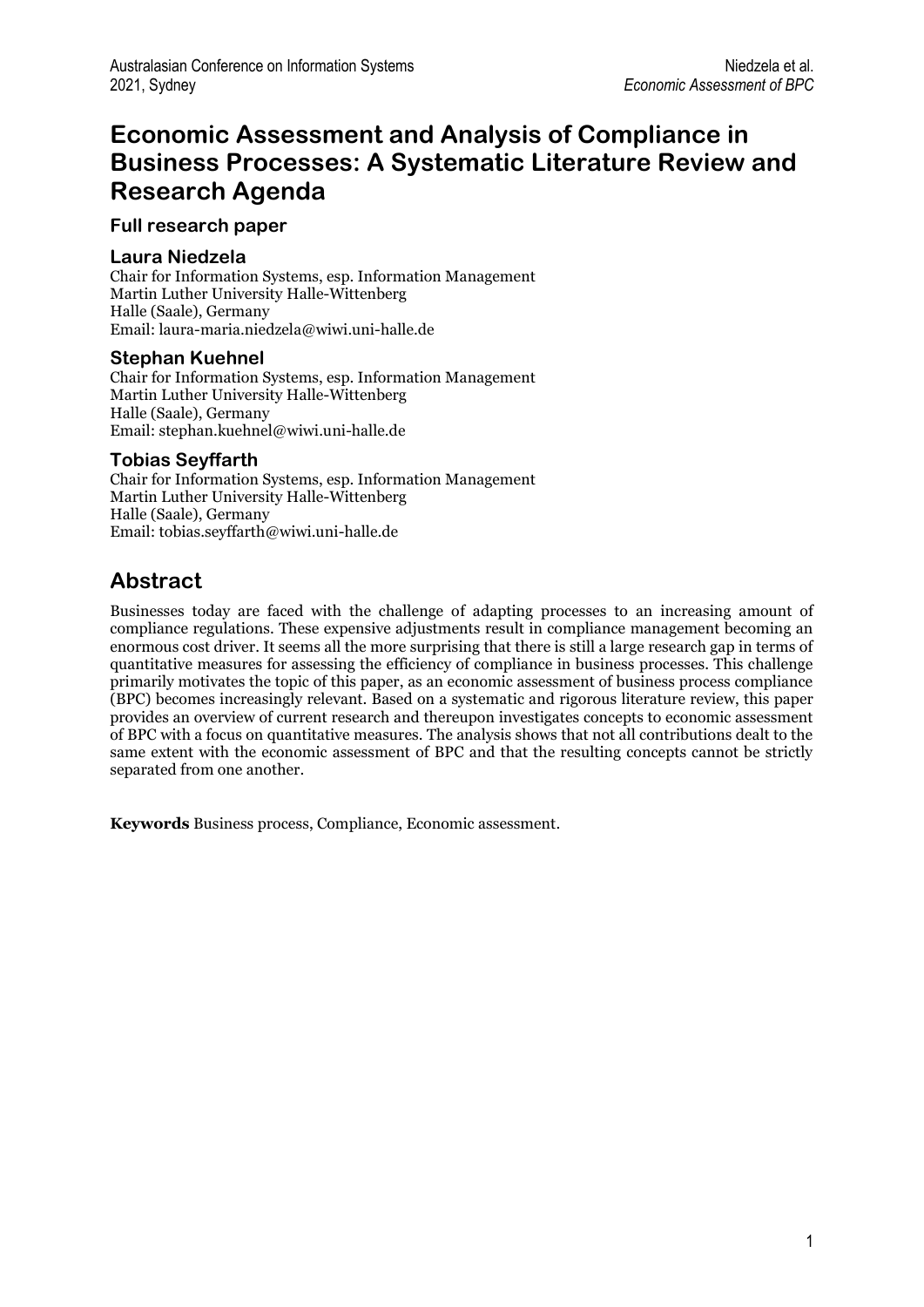# Economic Assessment and Analysis of Compliance in Business Processes: A Systematic Literature Review and Research Agenda

**Full research paper**

### Laura Niedzela

Chair for Information Systems, esp. Information Management
Martin Luther University Halle-Wittenberg
Halle (Saale), Germany
Email: laura-maria.niedzela@wiwi.uni-halle.de

### Stephan Kuehnel

Chair for Information Systems, esp. Information Management
Martin Luther University Halle-Wittenberg
Halle (Saale), Germany
Email: stephan.kuehnel@wiwi.uni-halle.de

### Tobias Seyffarth

Chair for Information Systems, esp. Information Management
Martin Luther University Halle-Wittenberg
Halle (Saale), Germany
Email: tobias.seyffarth@wiwi.uni-halle.de

## Abstract

Businesses today are faced with the challenge of adapting processes to an increasing amount of compliance regulations. These expensive adjustments result in compliance management becoming an enormous cost driver. It seems all the more surprising that there is still a large research gap in terms of quantitative measures for assessing the efficiency of compliance in business processes. This challenge primarily motivates the topic of this paper, as an economic assessment of business process compliance (BPC) becomes increasingly relevant. Based on a systematic and rigorous literature review, this paper provides an overview of current research and thereupon investigates concepts to economic assessment of BPC with a focus on quantitative measures. The analysis shows that not all contributions dealt to the same extent with the economic assessment of BPC and that the resulting concepts cannot be strictly separated from one another.

**Keywords** Business process, Compliance, Economic assessment.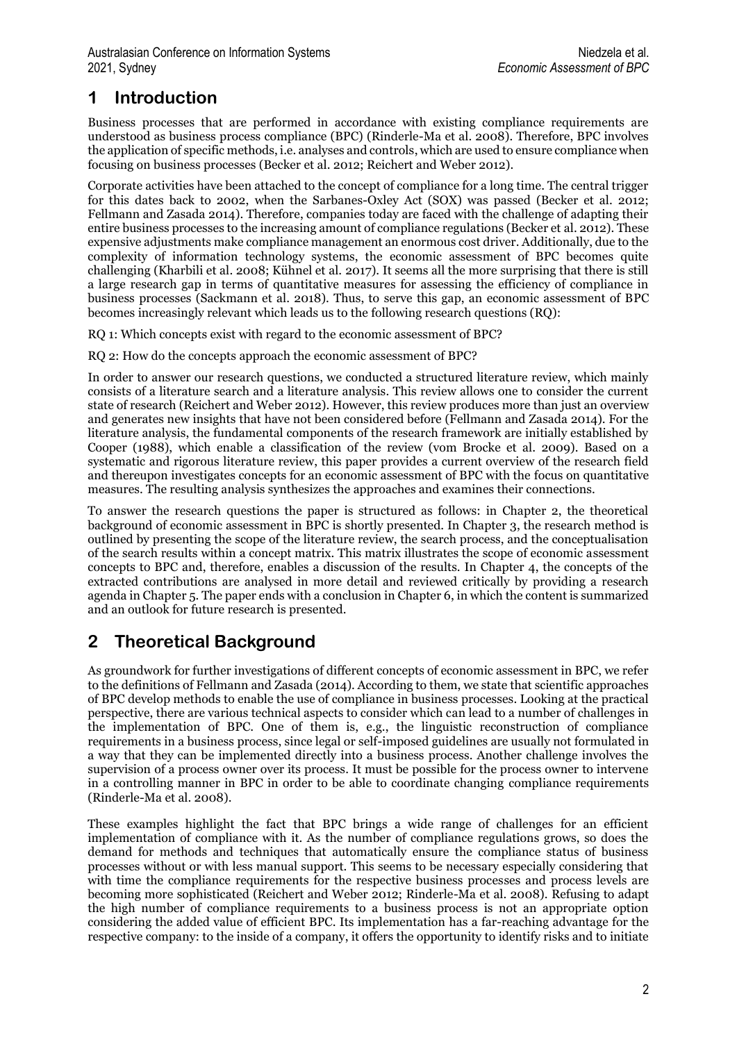# 1 Introduction

Business processes that are performed in accordance with existing compliance requirements are understood as business process compliance (BPC) (Rinderle-Ma et al. 2008). Therefore, BPC involves the application of specific methods, i.e. analyses and controls, which are used to ensure compliance when focusing on business processes (Becker et al. 2012; Reichert and Weber 2012).

Corporate activities have been attached to the concept of compliance for a long time. The central trigger for this dates back to 2002, when the Sarbanes-Oxley Act (SOX) was passed (Becker et al. 2012; Fellmann and Zasada 2014). Therefore, companies today are faced with the challenge of adapting their entire business processes to the increasing amount of compliance regulations (Becker et al. 2012). These expensive adjustments make compliance management an enormous cost driver. Additionally, due to the complexity of information technology systems, the economic assessment of BPC becomes quite challenging (Kharbili et al. 2008; Kühnel et al. 2017). It seems all the more surprising that there is still a large research gap in terms of quantitative measures for assessing the efficiency of compliance in business processes (Sackmann et al. 2018). Thus, to serve this gap, an economic assessment of BPC becomes increasingly relevant which leads us to the following research questions (RQ):

RQ 1: Which concepts exist with regard to the economic assessment of BPC?

RQ 2: How do the concepts approach the economic assessment of BPC?

In order to answer our research questions, we conducted a structured literature review, which mainly consists of a literature search and a literature analysis. This review allows one to consider the current state of research (Reichert and Weber 2012). However, this review produces more than just an overview and generates new insights that have not been considered before (Fellmann and Zasada 2014). For the literature analysis, the fundamental components of the research framework are initially established by Cooper (1988), which enable a classification of the review (vom Brocke et al. 2009). Based on a systematic and rigorous literature review, this paper provides a current overview of the research field and thereupon investigates concepts for an economic assessment of BPC with the focus on quantitative measures. The resulting analysis synthesizes the approaches and examines their connections.

To answer the research questions the paper is structured as follows: in Chapter 2, the theoretical background of economic assessment in BPC is shortly presented. In Chapter 3, the research method is outlined by presenting the scope of the literature review, the search process, and the conceptualisation of the search results within a concept matrix. This matrix illustrates the scope of economic assessment concepts to BPC and, therefore, enables a discussion of the results. In Chapter 4, the concepts of the extracted contributions are analysed in more detail and reviewed critically by providing a research agenda in Chapter 5. The paper ends with a conclusion in Chapter 6, in which the content is summarized and an outlook for future research is presented.

# 2 Theoretical Background

As groundwork for further investigations of different concepts of economic assessment in BPC, we refer to the definitions of Fellmann and Zasada (2014). According to them, we state that scientific approaches of BPC develop methods to enable the use of compliance in business processes. Looking at the practical perspective, there are various technical aspects to consider which can lead to a number of challenges in the implementation of BPC. One of them is, e.g., the linguistic reconstruction of compliance requirements in a business process, since legal or self-imposed guidelines are usually not formulated in a way that they can be implemented directly into a business process. Another challenge involves the supervision of a process owner over its process. It must be possible for the process owner to intervene in a controlling manner in BPC in order to be able to coordinate changing compliance requirements (Rinderle-Ma et al. 2008).

These examples highlight the fact that BPC brings a wide range of challenges for an efficient implementation of compliance with it. As the number of compliance regulations grows, so does the demand for methods and techniques that automatically ensure the compliance status of business processes without or with less manual support. This seems to be necessary especially considering that with time the compliance requirements for the respective business processes and process levels are becoming more sophisticated (Reichert and Weber 2012; Rinderle-Ma et al. 2008). Refusing to adapt the high number of compliance requirements to a business process is not an appropriate option considering the added value of efficient BPC. Its implementation has a far-reaching advantage for the respective company: to the inside of a company, it offers the opportunity to identify risks and to initiate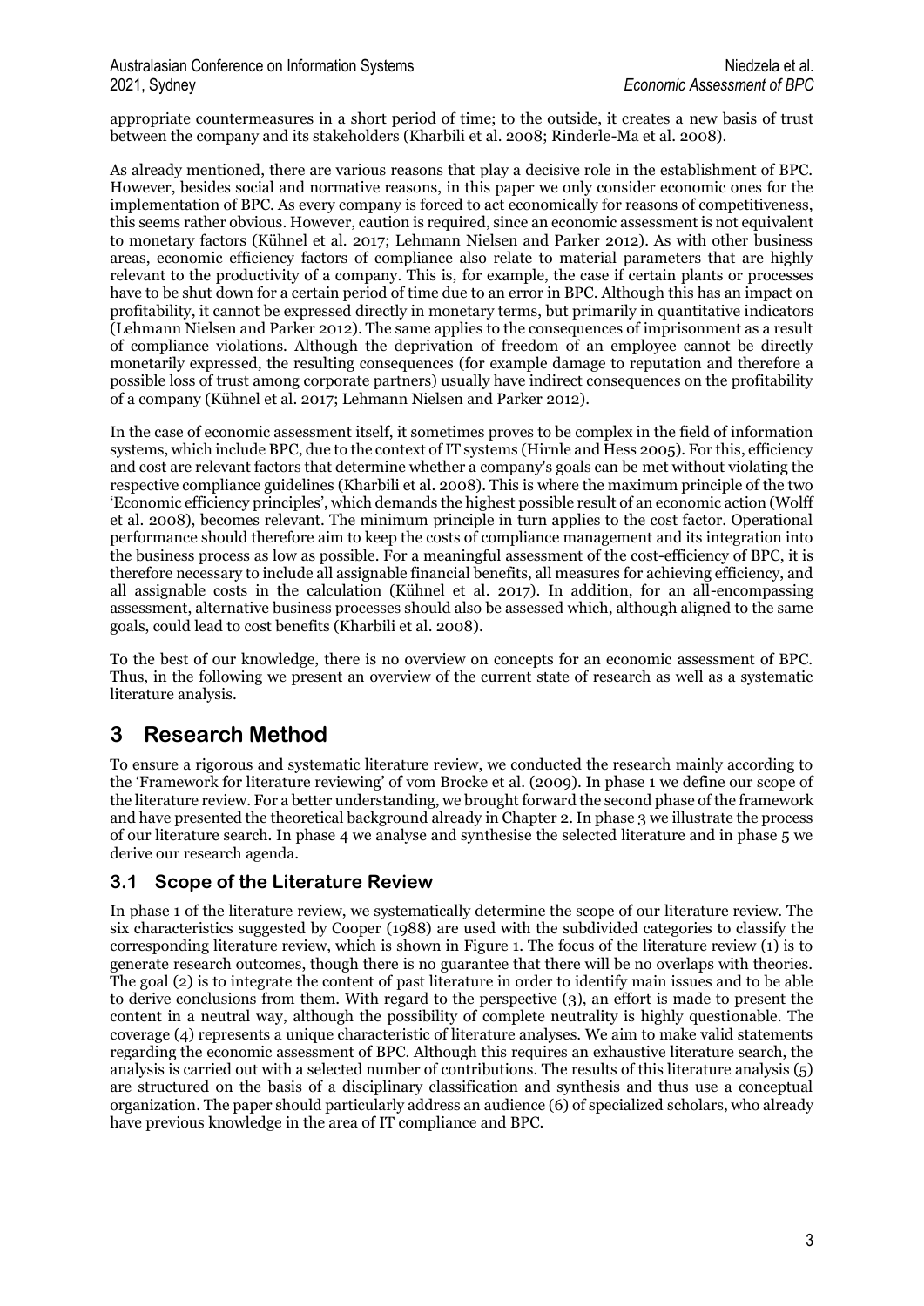appropriate countermeasures in a short period of time; to the outside, it creates a new basis of trust between the company and its stakeholders (Kharbili et al. 2008; Rinderle-Ma et al. 2008).

As already mentioned, there are various reasons that play a decisive role in the establishment of BPC. However, besides social and normative reasons, in this paper we only consider economic ones for the implementation of BPC. As every company is forced to act economically for reasons of competitiveness, this seems rather obvious. However, caution is required, since an economic assessment is not equivalent to monetary factors (Kühnel et al. 2017; Lehmann Nielsen and Parker 2012). As with other business areas, economic efficiency factors of compliance also relate to material parameters that are highly relevant to the productivity of a company. This is, for example, the case if certain plants or processes have to be shut down for a certain period of time due to an error in BPC. Although this has an impact on profitability, it cannot be expressed directly in monetary terms, but primarily in quantitative indicators (Lehmann Nielsen and Parker 2012). The same applies to the consequences of imprisonment as a result of compliance violations. Although the deprivation of freedom of an employee cannot be directly monetarily expressed, the resulting consequences (for example damage to reputation and therefore a possible loss of trust among corporate partners) usually have indirect consequences on the profitability of a company (Kühnel et al. 2017; Lehmann Nielsen and Parker 2012).

In the case of economic assessment itself, it sometimes proves to be complex in the field of information systems, which include BPC, due to the context of IT systems (Hirnle and Hess 2005). For this, efficiency and cost are relevant factors that determine whether a company's goals can be met without violating the respective compliance guidelines (Kharbili et al. 2008). This is where the maximum principle of the two 'Economic efficiency principles', which demands the highest possible result of an economic action (Wolff et al. 2008), becomes relevant. The minimum principle in turn applies to the cost factor. Operational performance should therefore aim to keep the costs of compliance management and its integration into the business process as low as possible. For a meaningful assessment of the cost-efficiency of BPC, it is therefore necessary to include all assignable financial benefits, all measures for achieving efficiency, and all assignable costs in the calculation (Kühnel et al. 2017). In addition, for an all-encompassing assessment, alternative business processes should also be assessed which, although aligned to the same goals, could lead to cost benefits (Kharbili et al. 2008).

To the best of our knowledge, there is no overview on concepts for an economic assessment of BPC. Thus, in the following we present an overview of the current state of research as well as a systematic literature analysis.

# 3 Research Method

To ensure a rigorous and systematic literature review, we conducted the research mainly according to the 'Framework for literature reviewing' of vom Brocke et al. (2009). In phase 1 we define our scope of the literature review. For a better understanding, we brought forward the second phase of the framework and have presented the theoretical background already in Chapter 2. In phase 3 we illustrate the process of our literature search. In phase 4 we analyse and synthesise the selected literature and in phase 5 we derive our research agenda.

## 3.1 Scope of the Literature Review

In phase 1 of the literature review, we systematically determine the scope of our literature review. The six characteristics suggested by Cooper (1988) are used with the subdivided categories to classify the corresponding literature review, which is shown in Figure 1. The focus of the literature review (1) is to generate research outcomes, though there is no guarantee that there will be no overlaps with theories. The goal (2) is to integrate the content of past literature in order to identify main issues and to be able to derive conclusions from them. With regard to the perspective (3), an effort is made to present the content in a neutral way, although the possibility of complete neutrality is highly questionable. The coverage (4) represents a unique characteristic of literature analyses. We aim to make valid statements regarding the economic assessment of BPC. Although this requires an exhaustive literature search, the analysis is carried out with a selected number of contributions. The results of this literature analysis (5) are structured on the basis of a disciplinary classification and synthesis and thus use a conceptual organization. The paper should particularly address an audience (6) of specialized scholars, who already have previous knowledge in the area of IT compliance and BPC.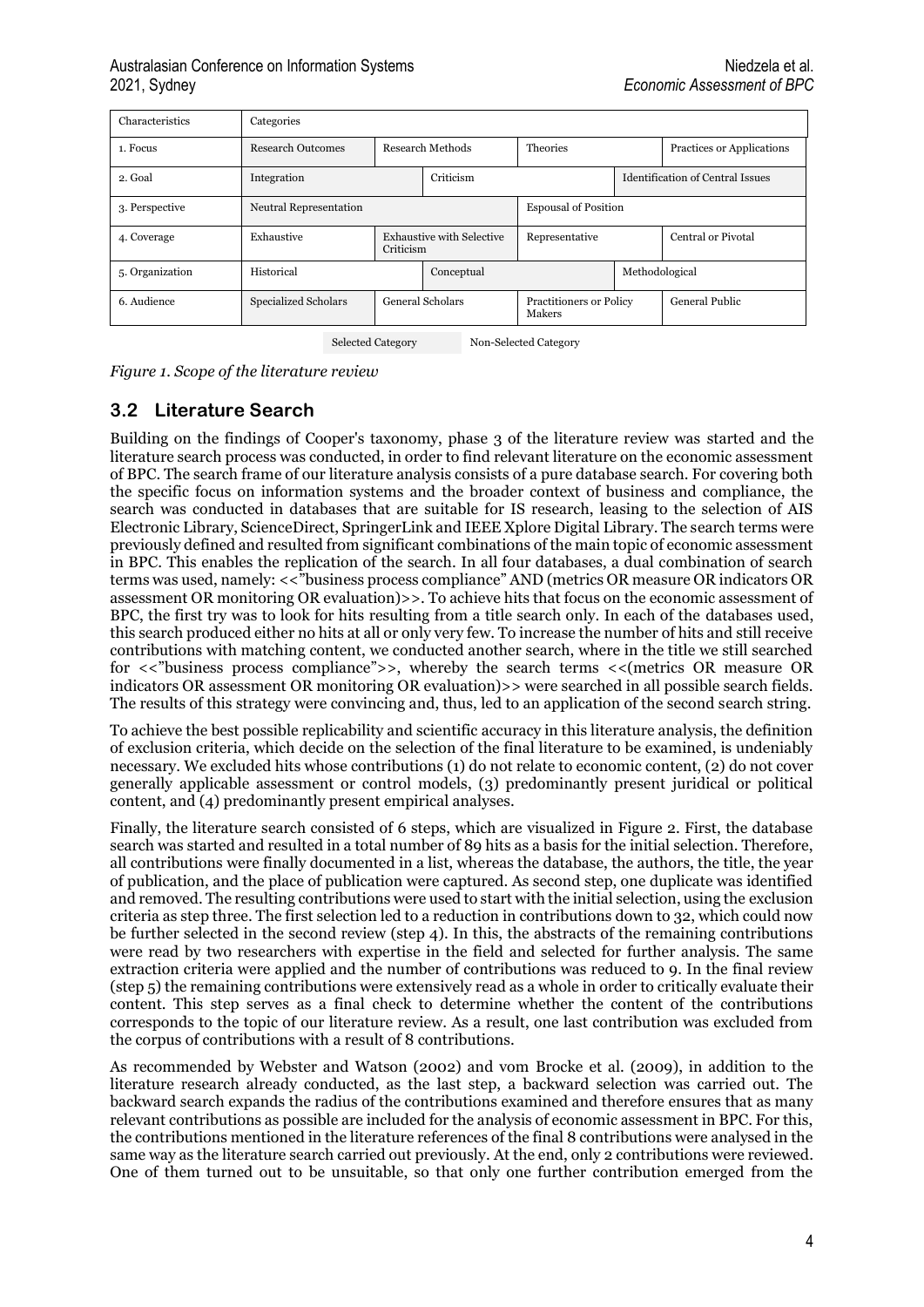| Characteristics | Categories | | | | | |
|---|---|---|---|---|---|---|
| 1. Focus | Research Outcomes | Research Methods | | Theories | | Practices or Applications |
| 2. Goal | Integration | | Criticism | | Identification of Central Issues | |
| 3. Perspective | Neutral Representation | | | Espousal of Position | | |
| 4. Coverage | Exhaustive | Exhaustive with Selective Criticism | | Representative | | Central or Pivotal |
| 5. Organization | Historical | | Conceptual | | Methodological | |
| 6. Audience | Specialized Scholars | General Scholars | | Practitioners or Policy Makers | | General Public |

Selected Category Non-Selected Category

*Figure 1. Scope of the literature review*

## 3.2 Literature Search

Building on the findings of Cooper's taxonomy, phase 3 of the literature review was started and the literature search process was conducted, in order to find relevant literature on the economic assessment of BPC. The search frame of our literature analysis consists of a pure database search. For covering both the specific focus on information systems and the broader context of business and compliance, the search was conducted in databases that are suitable for IS research, leasing to the selection of AIS Electronic Library, ScienceDirect, SpringerLink and IEEE Xplore Digital Library. The search terms were previously defined and resulted from significant combinations of the main topic of economic assessment in BPC. This enables the replication of the search. In all four databases, a dual combination of search terms was used, namely: <<"business process compliance" AND (metrics OR measure OR indicators OR assessment OR monitoring OR evaluation)>>. To achieve hits that focus on the economic assessment of BPC, the first try was to look for hits resulting from a title search only. In each of the databases used, this search produced either no hits at all or only very few. To increase the number of hits and still receive contributions with matching content, we conducted another search, where in the title we still searched for <<"business process compliance">>, whereby the search terms <<(metrics OR measure OR indicators OR assessment OR monitoring OR evaluation)>> were searched in all possible search fields. The results of this strategy were convincing and, thus, led to an application of the second search string.

To achieve the best possible replicability and scientific accuracy in this literature analysis, the definition of exclusion criteria, which decide on the selection of the final literature to be examined, is undeniably necessary. We excluded hits whose contributions (1) do not relate to economic content, (2) do not cover generally applicable assessment or control models, (3) predominantly present juridical or political content, and (4) predominantly present empirical analyses.

Finally, the literature search consisted of 6 steps, which are visualized in Figure 2. First, the database search was started and resulted in a total number of 89 hits as a basis for the initial selection. Therefore, all contributions were finally documented in a list, whereas the database, the authors, the title, the year of publication, and the place of publication were captured. As second step, one duplicate was identified and removed. The resulting contributions were used to start with the initial selection, using the exclusion criteria as step three. The first selection led to a reduction in contributions down to 32, which could now be further selected in the second review (step 4). In this, the abstracts of the remaining contributions were read by two researchers with expertise in the field and selected for further analysis. The same extraction criteria were applied and the number of contributions was reduced to 9. In the final review (step 5) the remaining contributions were extensively read as a whole in order to critically evaluate their content. This step serves as a final check to determine whether the content of the contributions corresponds to the topic of our literature review. As a result, one last contribution was excluded from the corpus of contributions with a result of 8 contributions.

As recommended by Webster and Watson (2002) and vom Brocke et al. (2009), in addition to the literature research already conducted, as the last step, a backward selection was carried out. The backward search expands the radius of the contributions examined and therefore ensures that as many relevant contributions as possible are included for the analysis of economic assessment in BPC. For this, the contributions mentioned in the literature references of the final 8 contributions were analysed in the same way as the literature search carried out previously. At the end, only 2 contributions were reviewed. One of them turned out to be unsuitable, so that only one further contribution emerged from the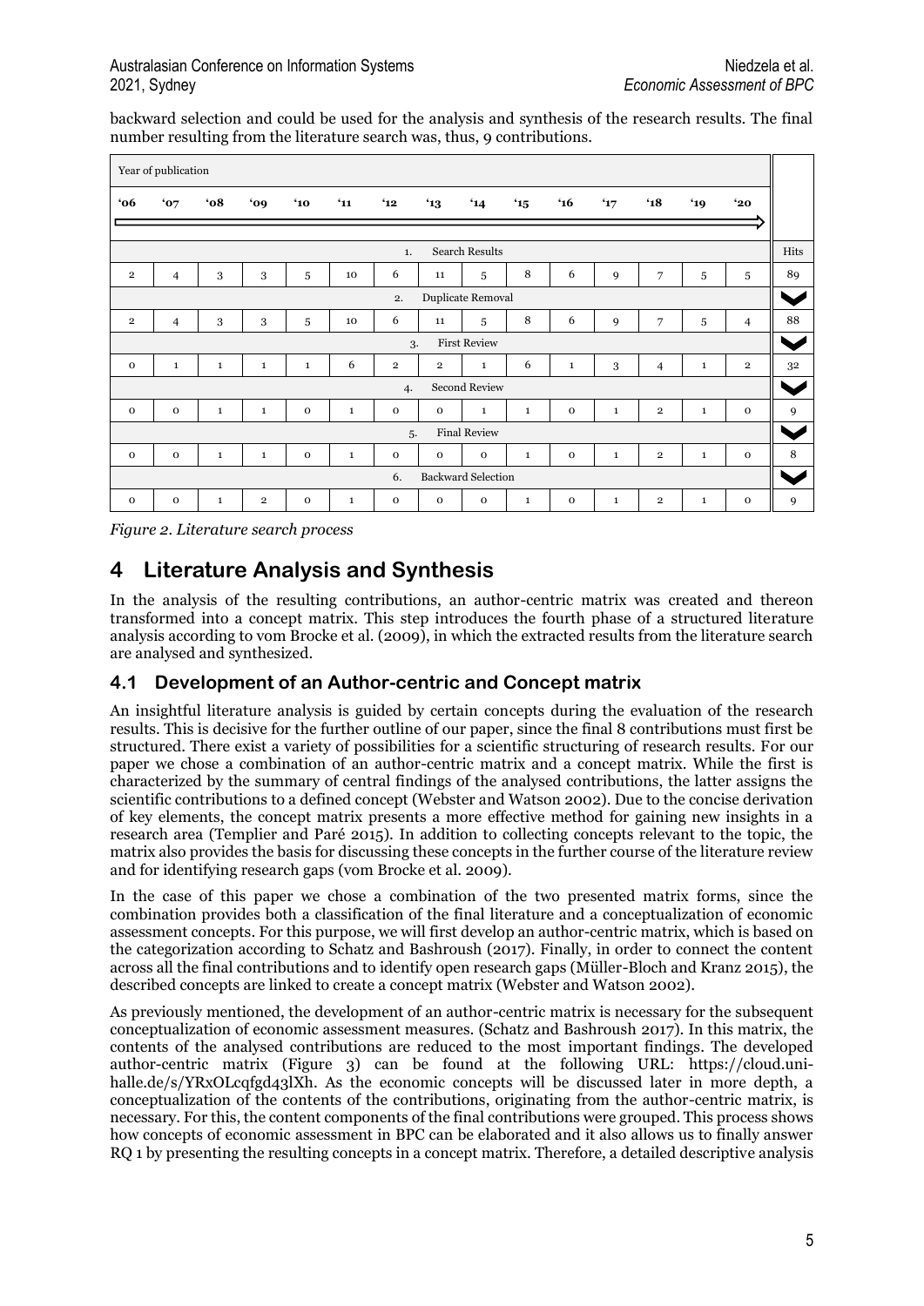backward selection and could be used for the analysis and synthesis of the research results. The final number resulting from the literature search was, thus, 9 contributions.

| Year of publication | | | | | | | | | | | | | | | |
|---|---|---|---|---|---|---|---|---|---|---|---|---|---|---|---|
| '06 | '07 | '08 | '09 | '10 | '11 | '12 | '13 | '14 | '15 | '16 | '17 | '18 | '19 | '20 | |
| 1. Search Results | | | | | | | | | | | | | | | Hits |
| 2 | 4 | 3 | 3 | 5 | 10 | 6 | 11 | 5 | 8 | 6 | 9 | 7 | 5 | 5 | 89 |
| 2. Duplicate Removal | | | | | | | | | | | | | | | |
| 2 | 4 | 3 | 3 | 5 | 10 | 6 | 11 | 5 | 8 | 6 | 9 | 7 | 5 | 4 | 88 |
| 3. First Review | | | | | | | | | | | | | | | |
| 0 | 1 | 1 | 1 | 1 | 6 | 2 | 2 | 1 | 6 | 1 | 3 | 4 | 1 | 2 | 32 |
| 4. Second Review | | | | | | | | | | | | | | | |
| 0 | 0 | 1 | 1 | 0 | 1 | 0 | 0 | 1 | 1 | 0 | 1 | 2 | 1 | 0 | 9 |
| 5. Final Review | | | | | | | | | | | | | | | |
| 0 | 0 | 1 | 1 | 0 | 1 | 0 | 0 | 0 | 1 | 0 | 1 | 2 | 1 | 0 | 8 |
| 6. Backward Selection | | | | | | | | | | | | | | | |
| 0 | 0 | 1 | 2 | 0 | 1 | 0 | 0 | 0 | 1 | 0 | 1 | 2 | 1 | 0 | 9 |

*Figure 2. Literature search process*

# 4 Literature Analysis and Synthesis

In the analysis of the resulting contributions, an author-centric matrix was created and thereon transformed into a concept matrix. This step introduces the fourth phase of a structured literature analysis according to vom Brocke et al. (2009), in which the extracted results from the literature search are analysed and synthesized.

## 4.1 Development of an Author-centric and Concept matrix

An insightful literature analysis is guided by certain concepts during the evaluation of the research results. This is decisive for the further outline of our paper, since the final 8 contributions must first be structured. There exist a variety of possibilities for a scientific structuring of research results. For our paper we chose a combination of an author-centric matrix and a concept matrix. While the first is characterized by the summary of central findings of the analysed contributions, the latter assigns the scientific contributions to a defined concept (Webster and Watson 2002). Due to the concise derivation of key elements, the concept matrix presents a more effective method for gaining new insights in a research area (Templier and Paré 2015). In addition to collecting concepts relevant to the topic, the matrix also provides the basis for discussing these concepts in the further course of the literature review and for identifying research gaps (vom Brocke et al. 2009).

In the case of this paper we chose a combination of the two presented matrix forms, since the combination provides both a classification of the final literature and a conceptualization of economic assessment concepts. For this purpose, we will first develop an author-centric matrix, which is based on the categorization according to Schatz and Bashroush (2017). Finally, in order to connect the content across all the final contributions and to identify open research gaps (Müller-Bloch and Kranz 2015), the described concepts are linked to create a concept matrix (Webster and Watson 2002).

As previously mentioned, the development of an author-centric matrix is necessary for the subsequent conceptualization of economic assessment measures. (Schatz and Bashroush 2017). In this matrix, the contents of the analysed contributions are reduced to the most important findings. The developed author-centric matrix (Figure 3) can be found at the following URL: https://cloud.uni-halle.de/s/YRxOLcqfgd43lXh. As the economic concepts will be discussed later in more depth, a conceptualization of the contents of the contributions, originating from the author-centric matrix, is necessary. For this, the content components of the final contributions were grouped. This process shows how concepts of economic assessment in BPC can be elaborated and it also allows us to finally answer RQ 1 by presenting the resulting concepts in a concept matrix. Therefore, a detailed descriptive analysis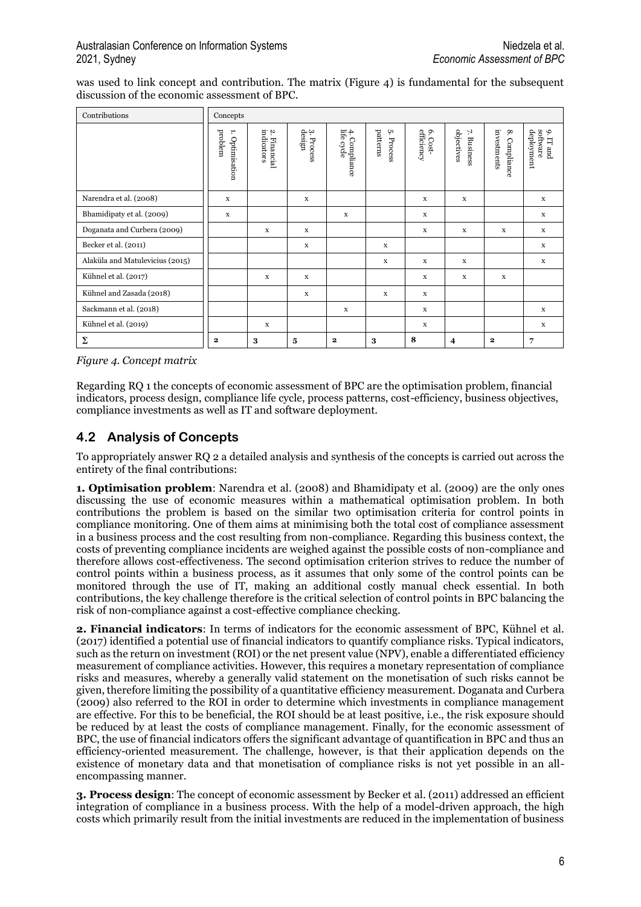was used to link concept and contribution. The matrix (Figure 4) is fundamental for the subsequent discussion of the economic assessment of BPC.

| Contributions | Concepts | | | | | | | | |
|---|---|---|---|---|---|---|---|---|---|
| | 1. Optimisation problem | 2. Financial indicators | 3. Process design | 4. Compliance life cycle | 5. Process patterns | 6. Cost-efficiency | 7. Business objectives | 8. Compliance investments | 9. IT and software deployment |
| Narendra et al. (2008) | x | | x | | | x | x | | x |
| Bhamidipaty et al. (2009) | x | | | x | | x | | | x |
| Doganata and Curbera (2009) | | x | x | | | x | x | x | x |
| Becker et al. (2011) | | | x | | x | | | | x |
| Alaküla and Matulevicius (2015) | | | | | x | x | x | | x |
| Kühnel et al. (2017) | | x | x | | | x | x | x | |
| Kühnel and Zasada (2018) | | | x | | x | x | | | |
| Sackmann et al. (2018) | | | | x | | x | | | x |
| Kühnel et al. (2019) | | x | | | | x | | | x |
| Σ | **2** | **3** | **5** | **2** | **3** | **8** | **4** | **2** | **7** |

*Figure 4. Concept matrix*

Regarding RQ 1 the concepts of economic assessment of BPC are the optimisation problem, financial indicators, process design, compliance life cycle, process patterns, cost-efficiency, business objectives, compliance investments as well as IT and software deployment.

## 4.2 Analysis of Concepts

To appropriately answer RQ 2 a detailed analysis and synthesis of the concepts is carried out across the entirety of the final contributions:

**1. Optimisation problem**: Narendra et al. (2008) and Bhamidipaty et al. (2009) are the only ones discussing the use of economic measures within a mathematical optimisation problem. In both contributions the problem is based on the similar two optimisation criteria for control points in compliance monitoring. One of them aims at minimising both the total cost of compliance assessment in a business process and the cost resulting from non-compliance. Regarding this business context, the costs of preventing compliance incidents are weighed against the possible costs of non-compliance and therefore allows cost-effectiveness. The second optimisation criterion strives to reduce the number of control points within a business process, as it assumes that only some of the control points can be monitored through the use of IT, making an additional costly manual check essential. In both contributions, the key challenge therefore is the critical selection of control points in BPC balancing the risk of non-compliance against a cost-effective compliance checking.

**2. Financial indicators**: In terms of indicators for the economic assessment of BPC, Kühnel et al. (2017) identified a potential use of financial indicators to quantify compliance risks. Typical indicators, such as the return on investment (ROI) or the net present value (NPV), enable a differentiated efficiency measurement of compliance activities. However, this requires a monetary representation of compliance risks and measures, whereby a generally valid statement on the monetisation of such risks cannot be given, therefore limiting the possibility of a quantitative efficiency measurement. Doganata and Curbera (2009) also referred to the ROI in order to determine which investments in compliance management are effective. For this to be beneficial, the ROI should be at least positive, i.e., the risk exposure should be reduced by at least the costs of compliance management. Finally, for the economic assessment of BPC, the use of financial indicators offers the significant advantage of quantification in BPC and thus an efficiency-oriented measurement. The challenge, however, is that their application depends on the existence of monetary data and that monetisation of compliance risks is not yet possible in an all-encompassing manner.

**3. Process design**: The concept of economic assessment by Becker et al. (2011) addressed an efficient integration of compliance in a business process. With the help of a model-driven approach, the high costs which primarily result from the initial investments are reduced in the implementation of business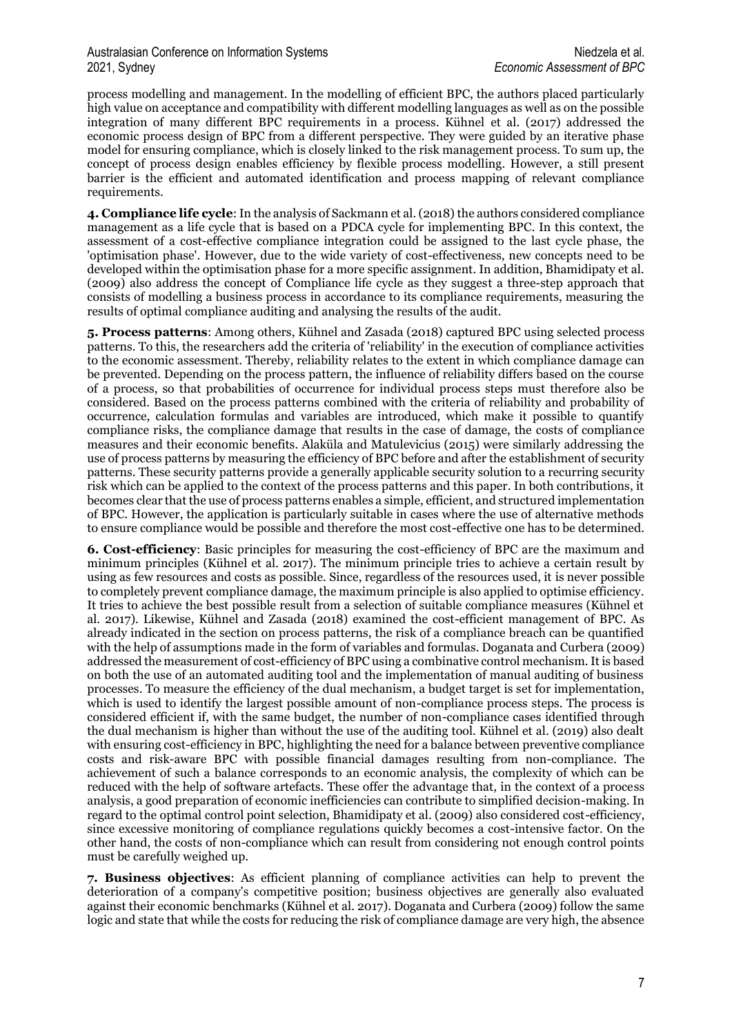process modelling and management. In the modelling of efficient BPC, the authors placed particularly high value on acceptance and compatibility with different modelling languages as well as on the possible integration of many different BPC requirements in a process. Kühnel et al. (2017) addressed the economic process design of BPC from a different perspective. They were guided by an iterative phase model for ensuring compliance, which is closely linked to the risk management process. To sum up, the concept of process design enables efficiency by flexible process modelling. However, a still present barrier is the efficient and automated identification and process mapping of relevant compliance requirements.

**4. Compliance life cycle**: In the analysis of Sackmann et al. (2018) the authors considered compliance management as a life cycle that is based on a PDCA cycle for implementing BPC. In this context, the assessment of a cost-effective compliance integration could be assigned to the last cycle phase, the 'optimisation phase'. However, due to the wide variety of cost-effectiveness, new concepts need to be developed within the optimisation phase for a more specific assignment. In addition, Bhamidipaty et al. (2009) also address the concept of Compliance life cycle as they suggest a three-step approach that consists of modelling a business process in accordance to its compliance requirements, measuring the results of optimal compliance auditing and analysing the results of the audit.

**5. Process patterns**: Among others, Kühnel and Zasada (2018) captured BPC using selected process patterns. To this, the researchers add the criteria of 'reliability' in the execution of compliance activities to the economic assessment. Thereby, reliability relates to the extent in which compliance damage can be prevented. Depending on the process pattern, the influence of reliability differs based on the course of a process, so that probabilities of occurrence for individual process steps must therefore also be considered. Based on the process patterns combined with the criteria of reliability and probability of occurrence, calculation formulas and variables are introduced, which make it possible to quantify compliance risks, the compliance damage that results in the case of damage, the costs of compliance measures and their economic benefits. Alaküla and Matulevicius (2015) were similarly addressing the use of process patterns by measuring the efficiency of BPC before and after the establishment of security patterns. These security patterns provide a generally applicable security solution to a recurring security risk which can be applied to the context of the process patterns and this paper. In both contributions, it becomes clear that the use of process patterns enables a simple, efficient, and structured implementation of BPC. However, the application is particularly suitable in cases where the use of alternative methods to ensure compliance would be possible and therefore the most cost-effective one has to be determined.

**6. Cost-efficiency**: Basic principles for measuring the cost-efficiency of BPC are the maximum and minimum principles (Kühnel et al. 2017). The minimum principle tries to achieve a certain result by using as few resources and costs as possible. Since, regardless of the resources used, it is never possible to completely prevent compliance damage, the maximum principle is also applied to optimise efficiency. It tries to achieve the best possible result from a selection of suitable compliance measures (Kühnel et al. 2017). Likewise, Kühnel and Zasada (2018) examined the cost-efficient management of BPC. As already indicated in the section on process patterns, the risk of a compliance breach can be quantified with the help of assumptions made in the form of variables and formulas. Doganata and Curbera (2009) addressed the measurement of cost-efficiency of BPC using a combinative control mechanism. It is based on both the use of an automated auditing tool and the implementation of manual auditing of business processes. To measure the efficiency of the dual mechanism, a budget target is set for implementation, which is used to identify the largest possible amount of non-compliance process steps. The process is considered efficient if, with the same budget, the number of non-compliance cases identified through the dual mechanism is higher than without the use of the auditing tool. Kühnel et al. (2019) also dealt with ensuring cost-efficiency in BPC, highlighting the need for a balance between preventive compliance costs and risk-aware BPC with possible financial damages resulting from non-compliance. The achievement of such a balance corresponds to an economic analysis, the complexity of which can be reduced with the help of software artefacts. These offer the advantage that, in the context of a process analysis, a good preparation of economic inefficiencies can contribute to simplified decision-making. In regard to the optimal control point selection, Bhamidipaty et al. (2009) also considered cost-efficiency, since excessive monitoring of compliance regulations quickly becomes a cost-intensive factor. On the other hand, the costs of non-compliance which can result from considering not enough control points must be carefully weighed up.

**7. Business objectives**: As efficient planning of compliance activities can help to prevent the deterioration of a company's competitive position; business objectives are generally also evaluated against their economic benchmarks (Kühnel et al. 2017). Doganata and Curbera (2009) follow the same logic and state that while the costs for reducing the risk of compliance damage are very high, the absence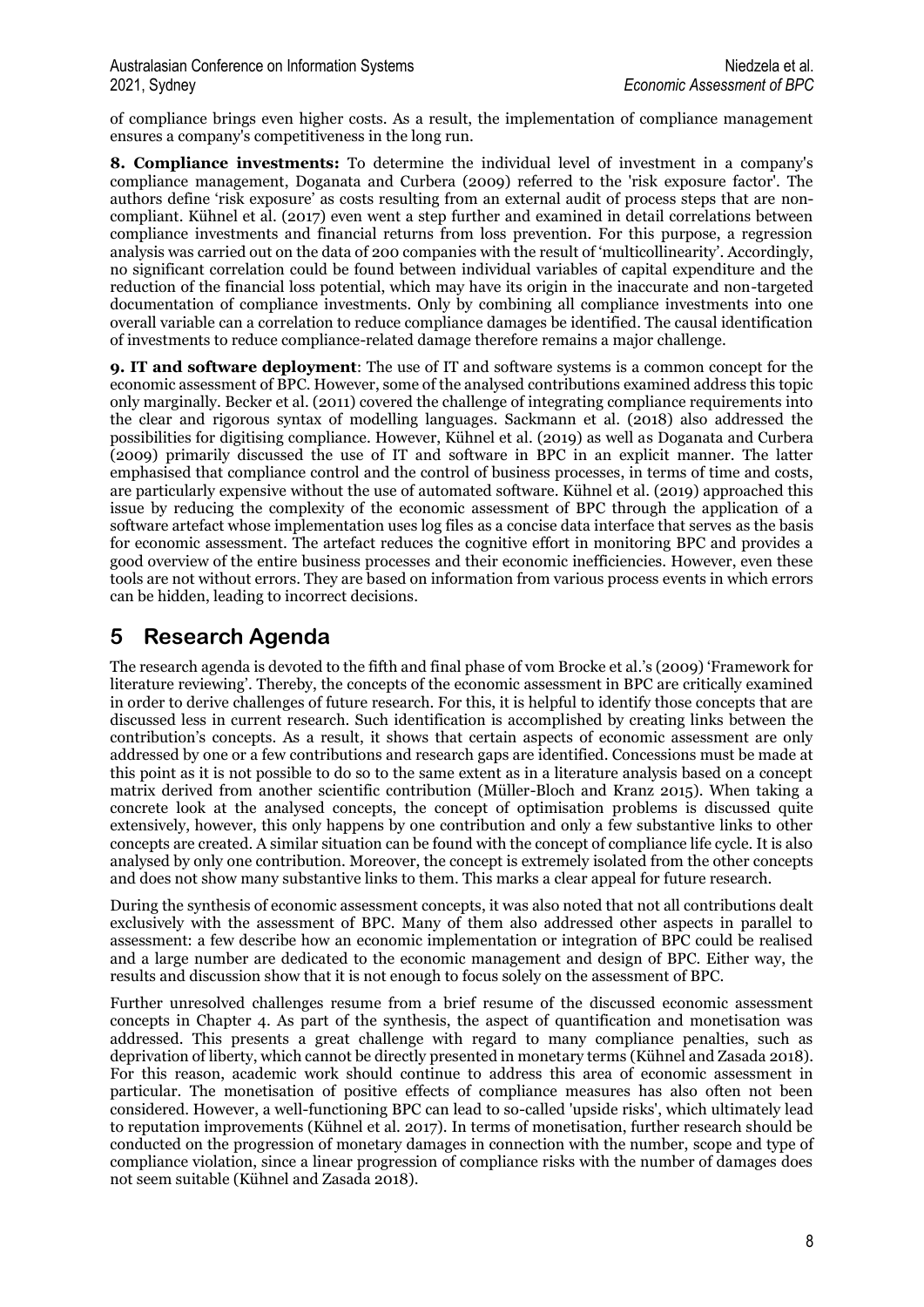of compliance brings even higher costs. As a result, the implementation of compliance management ensures a company's competitiveness in the long run.

**8. Compliance investments:** To determine the individual level of investment in a company's compliance management, Doganata and Curbera (2009) referred to the 'risk exposure factor'. The authors define 'risk exposure' as costs resulting from an external audit of process steps that are non-compliant. Kühnel et al. (2017) even went a step further and examined in detail correlations between compliance investments and financial returns from loss prevention. For this purpose, a regression analysis was carried out on the data of 200 companies with the result of 'multicollinearity'. Accordingly, no significant correlation could be found between individual variables of capital expenditure and the reduction of the financial loss potential, which may have its origin in the inaccurate and non-targeted documentation of compliance investments. Only by combining all compliance investments into one overall variable can a correlation to reduce compliance damages be identified. The causal identification of investments to reduce compliance-related damage therefore remains a major challenge.

**9. IT and software deployment**: The use of IT and software systems is a common concept for the economic assessment of BPC. However, some of the analysed contributions examined address this topic only marginally. Becker et al. (2011) covered the challenge of integrating compliance requirements into the clear and rigorous syntax of modelling languages. Sackmann et al. (2018) also addressed the possibilities for digitising compliance. However, Kühnel et al. (2019) as well as Doganata and Curbera (2009) primarily discussed the use of IT and software in BPC in an explicit manner. The latter emphasised that compliance control and the control of business processes, in terms of time and costs, are particularly expensive without the use of automated software. Kühnel et al. (2019) approached this issue by reducing the complexity of the economic assessment of BPC through the application of a software artefact whose implementation uses log files as a concise data interface that serves as the basis for economic assessment. The artefact reduces the cognitive effort in monitoring BPC and provides a good overview of the entire business processes and their economic inefficiencies. However, even these tools are not without errors. They are based on information from various process events in which errors can be hidden, leading to incorrect decisions.

# 5 Research Agenda

The research agenda is devoted to the fifth and final phase of vom Brocke et al.'s (2009) 'Framework for literature reviewing'. Thereby, the concepts of the economic assessment in BPC are critically examined in order to derive challenges of future research. For this, it is helpful to identify those concepts that are discussed less in current research. Such identification is accomplished by creating links between the contribution's concepts. As a result, it shows that certain aspects of economic assessment are only addressed by one or a few contributions and research gaps are identified. Concessions must be made at this point as it is not possible to do so to the same extent as in a literature analysis based on a concept matrix derived from another scientific contribution (Müller-Bloch and Kranz 2015). When taking a concrete look at the analysed concepts, the concept of optimisation problems is discussed quite extensively, however, this only happens by one contribution and only a few substantive links to other concepts are created. A similar situation can be found with the concept of compliance life cycle. It is also analysed by only one contribution. Moreover, the concept is extremely isolated from the other concepts and does not show many substantive links to them. This marks a clear appeal for future research.

During the synthesis of economic assessment concepts, it was also noted that not all contributions dealt exclusively with the assessment of BPC. Many of them also addressed other aspects in parallel to assessment: a few describe how an economic implementation or integration of BPC could be realised and a large number are dedicated to the economic management and design of BPC. Either way, the results and discussion show that it is not enough to focus solely on the assessment of BPC.

Further unresolved challenges resume from a brief resume of the discussed economic assessment concepts in Chapter 4. As part of the synthesis, the aspect of quantification and monetisation was addressed. This presents a great challenge with regard to many compliance penalties, such as deprivation of liberty, which cannot be directly presented in monetary terms (Kühnel and Zasada 2018). For this reason, academic work should continue to address this area of economic assessment in particular. The monetisation of positive effects of compliance measures has also often not been considered. However, a well-functioning BPC can lead to so-called 'upside risks', which ultimately lead to reputation improvements (Kühnel et al. 2017). In terms of monetisation, further research should be conducted on the progression of monetary damages in connection with the number, scope and type of compliance violation, since a linear progression of compliance risks with the number of damages does not seem suitable (Kühnel and Zasada 2018).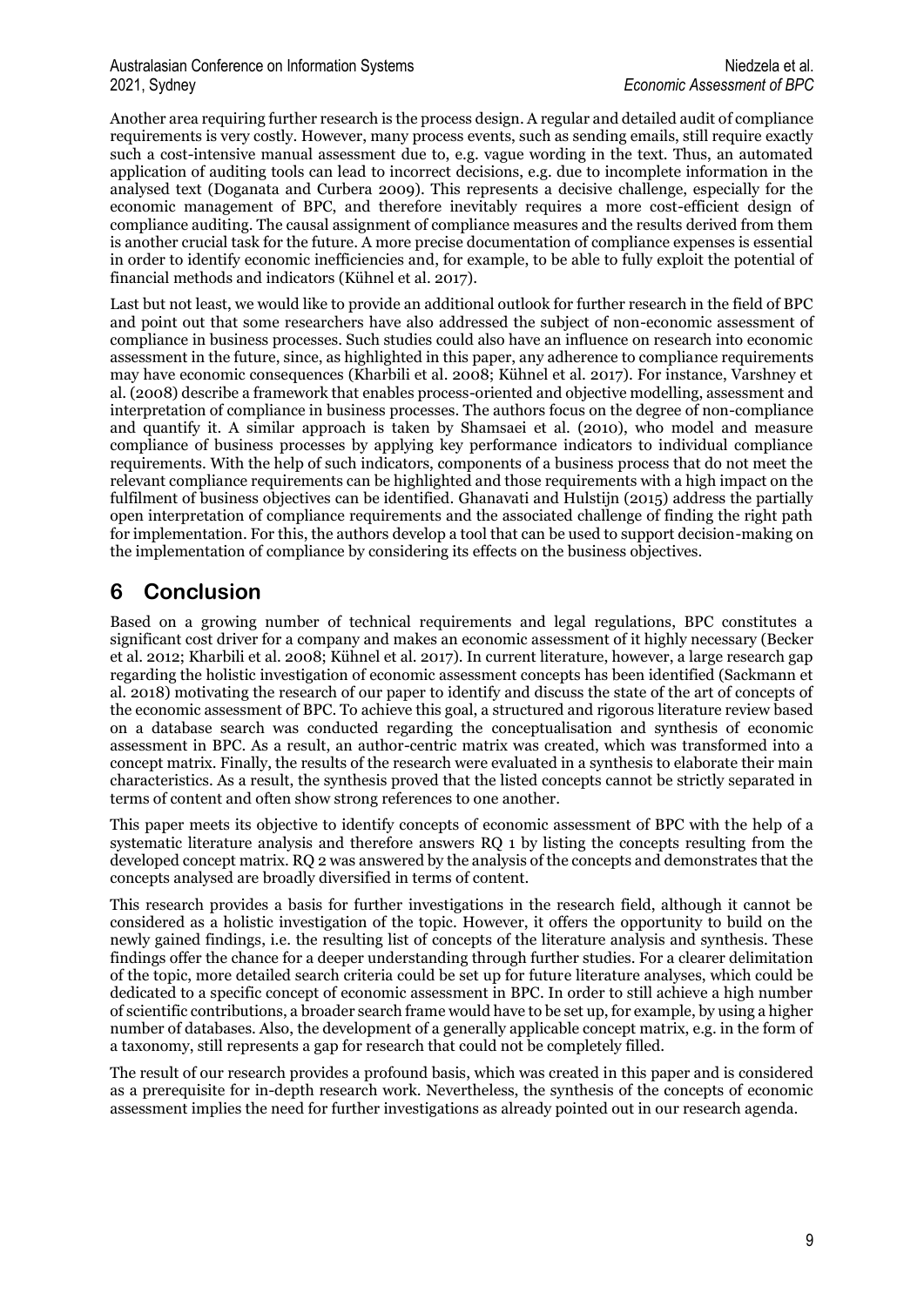Another area requiring further research is the process design. A regular and detailed audit of compliance requirements is very costly. However, many process events, such as sending emails, still require exactly such a cost-intensive manual assessment due to, e.g. vague wording in the text. Thus, an automated application of auditing tools can lead to incorrect decisions, e.g. due to incomplete information in the analysed text (Doganata and Curbera 2009). This represents a decisive challenge, especially for the economic management of BPC, and therefore inevitably requires a more cost-efficient design of compliance auditing. The causal assignment of compliance measures and the results derived from them is another crucial task for the future. A more precise documentation of compliance expenses is essential in order to identify economic inefficiencies and, for example, to be able to fully exploit the potential of financial methods and indicators (Kühnel et al. 2017).

Last but not least, we would like to provide an additional outlook for further research in the field of BPC and point out that some researchers have also addressed the subject of non-economic assessment of compliance in business processes. Such studies could also have an influence on research into economic assessment in the future, since, as highlighted in this paper, any adherence to compliance requirements may have economic consequences (Kharbili et al. 2008; Kühnel et al. 2017). For instance, Varshney et al. (2008) describe a framework that enables process-oriented and objective modelling, assessment and interpretation of compliance in business processes. The authors focus on the degree of non-compliance and quantify it. A similar approach is taken by Shamsaei et al. (2010), who model and measure compliance of business processes by applying key performance indicators to individual compliance requirements. With the help of such indicators, components of a business process that do not meet the relevant compliance requirements can be highlighted and those requirements with a high impact on the fulfilment of business objectives can be identified. Ghanavati and Hulstijn (2015) address the partially open interpretation of compliance requirements and the associated challenge of finding the right path for implementation. For this, the authors develop a tool that can be used to support decision-making on the implementation of compliance by considering its effects on the business objectives.

# 6 Conclusion

Based on a growing number of technical requirements and legal regulations, BPC constitutes a significant cost driver for a company and makes an economic assessment of it highly necessary (Becker et al. 2012; Kharbili et al. 2008; Kühnel et al. 2017). In current literature, however, a large research gap regarding the holistic investigation of economic assessment concepts has been identified (Sackmann et al. 2018) motivating the research of our paper to identify and discuss the state of the art of concepts of the economic assessment of BPC. To achieve this goal, a structured and rigorous literature review based on a database search was conducted regarding the conceptualisation and synthesis of economic assessment in BPC. As a result, an author-centric matrix was created, which was transformed into a concept matrix. Finally, the results of the research were evaluated in a synthesis to elaborate their main characteristics. As a result, the synthesis proved that the listed concepts cannot be strictly separated in terms of content and often show strong references to one another.

This paper meets its objective to identify concepts of economic assessment of BPC with the help of a systematic literature analysis and therefore answers RQ 1 by listing the concepts resulting from the developed concept matrix. RQ 2 was answered by the analysis of the concepts and demonstrates that the concepts analysed are broadly diversified in terms of content.

This research provides a basis for further investigations in the research field, although it cannot be considered as a holistic investigation of the topic. However, it offers the opportunity to build on the newly gained findings, i.e. the resulting list of concepts of the literature analysis and synthesis. These findings offer the chance for a deeper understanding through further studies. For a clearer delimitation of the topic, more detailed search criteria could be set up for future literature analyses, which could be dedicated to a specific concept of economic assessment in BPC. In order to still achieve a high number of scientific contributions, a broader search frame would have to be set up, for example, by using a higher number of databases. Also, the development of a generally applicable concept matrix, e.g. in the form of a taxonomy, still represents a gap for research that could not be completely filled.

The result of our research provides a profound basis, which was created in this paper and is considered as a prerequisite for in-depth research work. Nevertheless, the synthesis of the concepts of economic assessment implies the need for further investigations as already pointed out in our research agenda.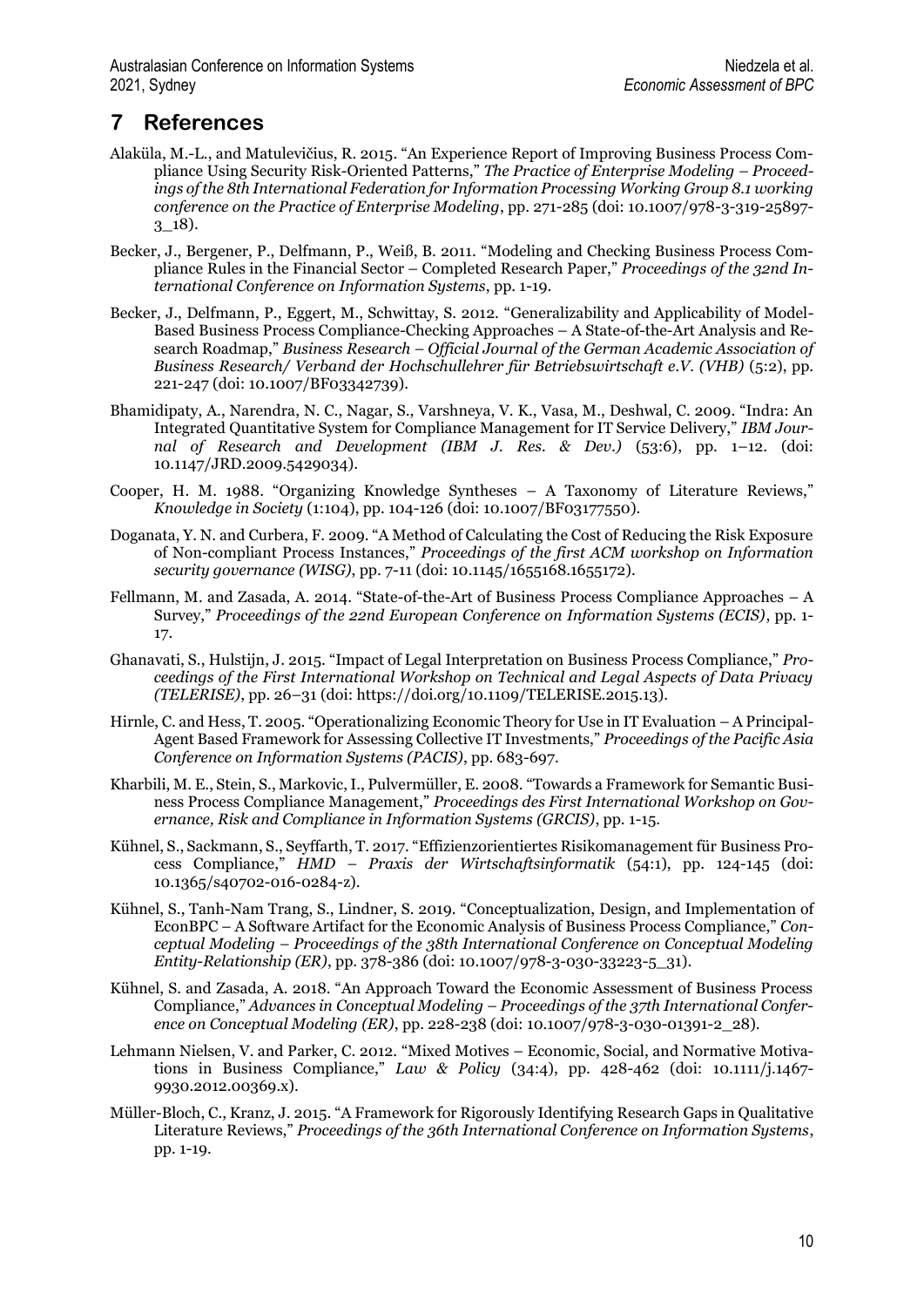## 7 References

Alaküla, M.-L., and Matulevičius, R. 2015. "An Experience Report of Improving Business Process Compliance Using Security Risk-Oriented Patterns," *The Practice of Enterprise Modeling – Proceedings of the 8th International Federation for Information Processing Working Group 8.1 working conference on the Practice of Enterprise Modeling*, pp. 271-285 (doi: 10.1007/978-3-319-25897-3_18).

Becker, J., Bergener, P., Delfmann, P., Weiß, B. 2011. "Modeling and Checking Business Process Compliance Rules in the Financial Sector – Completed Research Paper," *Proceedings of the 32nd International Conference on Information Systems*, pp. 1-19.

Becker, J., Delfmann, P., Eggert, M., Schwittay, S. 2012. "Generalizability and Applicability of Model-Based Business Process Compliance-Checking Approaches – A State-of-the-Art Analysis and Research Roadmap," *Business Research – Official Journal of the German Academic Association of Business Research/ Verband der Hochschullehrer für Betriebswirtschaft e.V. (VHB)* (5:2), pp. 221-247 (doi: 10.1007/BF03342739).

Bhamidipaty, A., Narendra, N. C., Nagar, S., Varshneya, V. K., Vasa, M., Deshwal, C. 2009. "Indra: An Integrated Quantitative System for Compliance Management for IT Service Delivery," *IBM Journal of Research and Development (IBM J. Res. & Dev.)* (53:6), pp. 1–12. (doi: 10.1147/JRD.2009.5429034).

Cooper, H. M. 1988. "Organizing Knowledge Syntheses – A Taxonomy of Literature Reviews," *Knowledge in Society* (1:104), pp. 104-126 (doi: 10.1007/BF03177550).

Doganata, Y. N. and Curbera, F. 2009. "A Method of Calculating the Cost of Reducing the Risk Exposure of Non-compliant Process Instances," *Proceedings of the first ACM workshop on Information security governance (WISG)*, pp. 7-11 (doi: 10.1145/1655168.1655172).

Fellmann, M. and Zasada, A. 2014. "State-of-the-Art of Business Process Compliance Approaches – A Survey," *Proceedings of the 22nd European Conference on Information Systems (ECIS)*, pp. 1-17.

Ghanavati, S., Hulstijn, J. 2015. "Impact of Legal Interpretation on Business Process Compliance," *Proceedings of the First International Workshop on Technical and Legal Aspects of Data Privacy (TELERISE)*, pp. 26–31 (doi: https://doi.org/10.1109/TELERISE.2015.13).

Hirnle, C. and Hess, T. 2005. "Operationalizing Economic Theory for Use in IT Evaluation – A Principal-Agent Based Framework for Assessing Collective IT Investments," *Proceedings of the Pacific Asia Conference on Information Systems (PACIS)*, pp. 683-697.

Kharbili, M. E., Stein, S., Markovic, I., Pulvermüller, E. 2008. "Towards a Framework for Semantic Business Process Compliance Management," *Proceedings des First International Workshop on Governance, Risk and Compliance in Information Systems (GRCIS)*, pp. 1-15.

Kühnel, S., Sackmann, S., Seyffarth, T. 2017. "Effizienzorientiertes Risikomanagement für Business Process Compliance," *HMD – Praxis der Wirtschaftsinformatik* (54:1), pp. 124-145 (doi: 10.1365/s40702-016-0284-z).

Kühnel, S., Tanh-Nam Trang, S., Lindner, S. 2019. "Conceptualization, Design, and Implementation of EconBPC – A Software Artifact for the Economic Analysis of Business Process Compliance," *Conceptual Modeling – Proceedings of the 38th International Conference on Conceptual Modeling Entity-Relationship (ER)*, pp. 378-386 (doi: 10.1007/978-3-030-33223-5_31).

Kühnel, S. and Zasada, A. 2018. "An Approach Toward the Economic Assessment of Business Process Compliance," *Advances in Conceptual Modeling – Proceedings of the 37th International Conference on Conceptual Modeling (ER)*, pp. 228-238 (doi: 10.1007/978-3-030-01391-2_28).

Lehmann Nielsen, V. and Parker, C. 2012. "Mixed Motives – Economic, Social, and Normative Motivations in Business Compliance," *Law & Policy* (34:4), pp. 428-462 (doi: 10.1111/j.1467-9930.2012.00369.x).

Müller-Bloch, C., Kranz, J. 2015. "A Framework for Rigorously Identifying Research Gaps in Qualitative Literature Reviews," *Proceedings of the 36th International Conference on Information Systems*, pp. 1-19.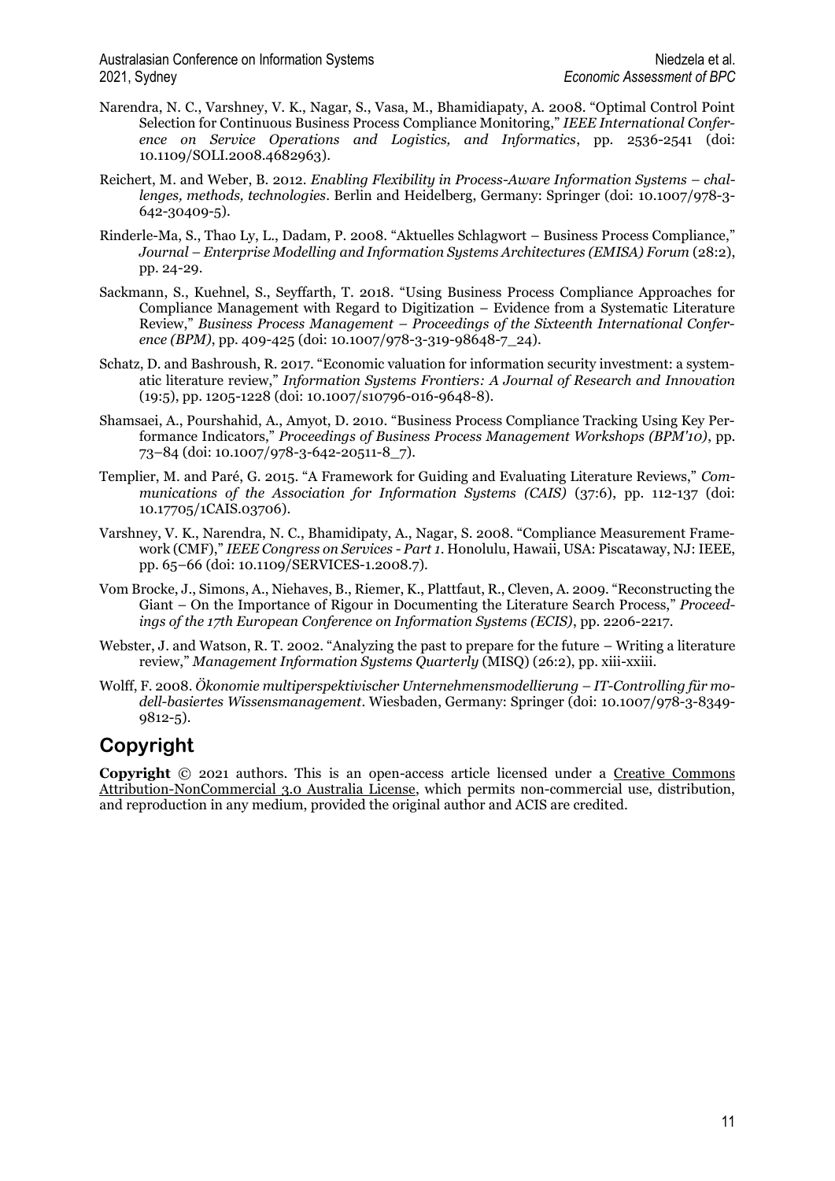Narendra, N. C., Varshney, V. K., Nagar, S., Vasa, M., Bhamidiapaty, A. 2008. "Optimal Control Point Selection for Continuous Business Process Compliance Monitoring," *IEEE International Conference on Service Operations and Logistics, and Informatics*, pp. 2536-2541 (doi: 10.1109/SOLI.2008.4682963).

Reichert, M. and Weber, B. 2012. *Enabling Flexibility in Process-Aware Information Systems – challenges, methods, technologies*. Berlin and Heidelberg, Germany: Springer (doi: 10.1007/978-3-642-30409-5).

Rinderle-Ma, S., Thao Ly, L., Dadam, P. 2008. "Aktuelles Schlagwort – Business Process Compliance," *Journal – Enterprise Modelling and Information Systems Architectures (EMISA) Forum* (28:2), pp. 24-29.

Sackmann, S., Kuehnel, S., Seyffarth, T. 2018. "Using Business Process Compliance Approaches for Compliance Management with Regard to Digitization – Evidence from a Systematic Literature Review," *Business Process Management – Proceedings of the Sixteenth International Conference (BPM)*, pp. 409-425 (doi: 10.1007/978-3-319-98648-7_24).

Schatz, D. and Bashroush, R. 2017. "Economic valuation for information security investment: a systematic literature review," *Information Systems Frontiers: A Journal of Research and Innovation* (19:5), pp. 1205-1228 (doi: 10.1007/s10796-016-9648-8).

Shamsaei, A., Pourshahid, A., Amyot, D. 2010. "Business Process Compliance Tracking Using Key Performance Indicators," *Proceedings of Business Process Management Workshops (BPM'10)*, pp. 73–84 (doi: 10.1007/978-3-642-20511-8_7).

Templier, M. and Paré, G. 2015. "A Framework for Guiding and Evaluating Literature Reviews," *Communications of the Association for Information Systems (CAIS)* (37:6), pp. 112-137 (doi: 10.17705/1CAIS.03706).

Varshney, V. K., Narendra, N. C., Bhamidipaty, A., Nagar, S. 2008. "Compliance Measurement Framework (CMF)," *IEEE Congress on Services - Part 1*. Honolulu, Hawaii, USA: Piscataway, NJ: IEEE, pp. 65–66 (doi: 10.1109/SERVICES-1.2008.7).

Vom Brocke, J., Simons, A., Niehaves, B., Riemer, K., Plattfaut, R., Cleven, A. 2009. "Reconstructing the Giant – On the Importance of Rigour in Documenting the Literature Search Process," *Proceedings of the 17th European Conference on Information Systems (ECIS)*, pp. 2206-2217.

Webster, J. and Watson, R. T. 2002. "Analyzing the past to prepare for the future – Writing a literature review," *Management Information Systems Quarterly* (MISQ) (26:2), pp. xiii-xxiii.

Wolff, F. 2008. *Ökonomie multiperspektivischer Unternehmensmodellierung – IT-Controlling für modell-basiertes Wissensmanagement*. Wiesbaden, Germany: Springer (doi: 10.1007/978-3-8349-9812-5).

## Copyright

**Copyright** © 2021 authors. This is an open-access article licensed under a Creative Commons Attribution-NonCommercial 3.0 Australia License, which permits non-commercial use, distribution, and reproduction in any medium, provided the original author and ACIS are credited.